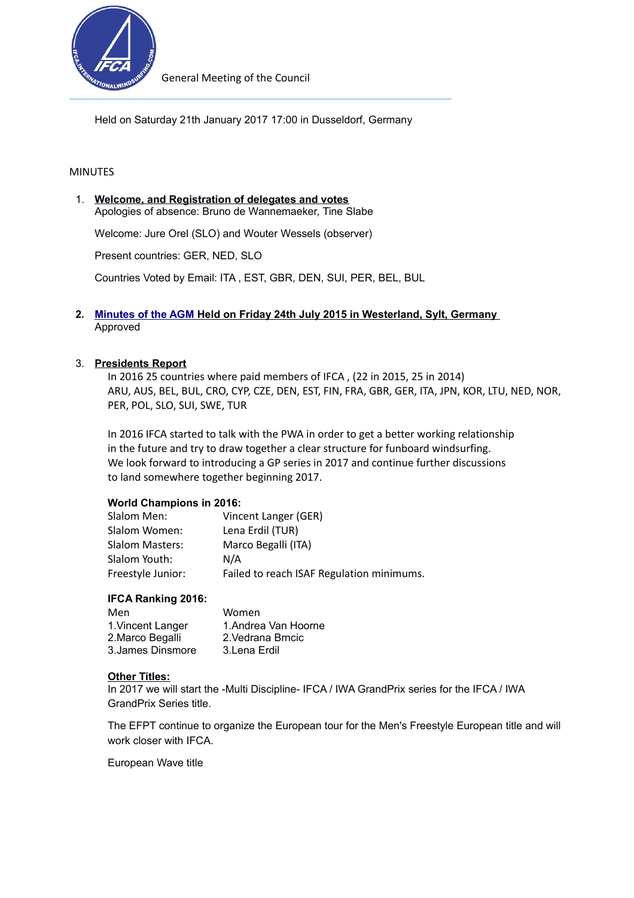General Meeting of the Council

Held on Saturday 21th January 2017 17:00 in Dusseldorf, Germany

MINUTES

1. **Welcome, and Registration of delegates and votes**
   Apologies of absence: Bruno de Wannemaeker, Tine Slabe

   Welcome: Jure Orel (SLO) and Wouter Wessels (observer)

   Present countries: GER, NED, SLO

   Countries Voted by Email: ITA , EST, GBR, DEN, SUI, PER, BEL, BUL

2. **Minutes of the AGM Held on Friday 24th July 2015 in Westerland, Sylt, Germany**
   Approved

3. **Presidents Report**
   In 2016 25 countries where paid members of IFCA , (22 in 2015, 25 in 2014)
   ARU, AUS, BEL, BUL, CRO, CYP, CZE, DEN, EST, FIN, FRA, GBR, GER, ITA, JPN, KOR, LTU, NED, NOR, PER, POL, SLO, SUI, SWE, TUR

   In 2016 IFCA started to talk with the PWA in order to get a better working relationship in the future and try to draw together a clear structure for funboard windsurfing. We look forward to introducing a GP series in 2017 and continue further discussions to land somewhere together beginning 2017.

   **World Champions in 2016:**

   | | |
   |---|---|
   | Slalom Men: | Vincent Langer (GER) |
   | Slalom Women: | Lena Erdil (TUR) |
   | Slalom Masters: | Marco Begalli (ITA) |
   | Slalom Youth: | N/A |
   | Freestyle Junior: | Failed to reach ISAF Regulation minimums. |

   **IFCA Ranking 2016:**

   | Men | Women |
   |---|---|
   | 1.Vincent Langer | 1.Andrea Van Hoorne |
   | 2.Marco Begalli | 2.Vedrana Brncic |
   | 3.James Dinsmore | 3.Lena Erdil |

   **Other Titles:**
   In 2017 we will start the -Multi Discipline- IFCA / IWA GrandPrix series for the IFCA / IWA GrandPrix Series title.

   The EFPT continue to organize the European tour for the Men's Freestyle European title and will work closer with IFCA.

   European Wave title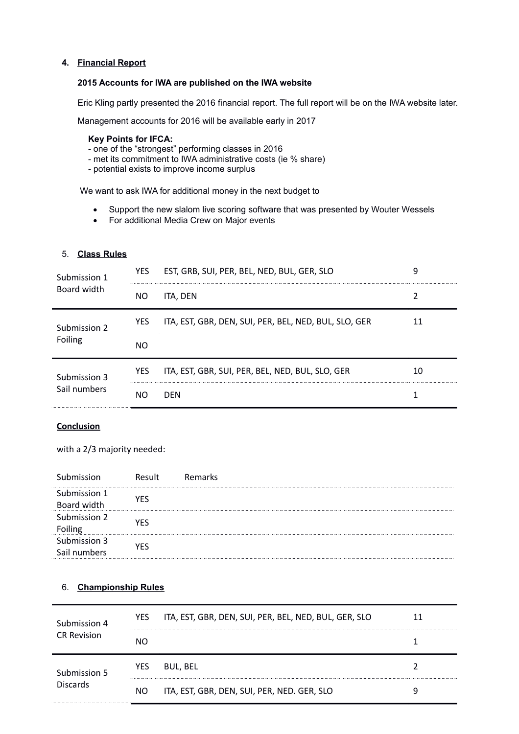### 4. Financial Report

**2015 Accounts for IWA are published on the IWA website**

Eric Kling partly presented the 2016 financial report. The full report will be on the IWA website later.

Management accounts for 2016 will be available early in 2017

**Key Points for IFCA:**
- one of the "strongest" performing classes in 2016
- met its commitment to IWA administrative costs (ie % share)
- potential exists to improve income surplus

We want to ask IWA for additional money in the next budget to

- Support the new slalom live scoring software that was presented by Wouter Wessels
- For additional Media Crew on Major events

### 5. Class Rules

| Submission | Vote | Countries | Count |
|---|---|---|---|
| Submission 1 Board width | YES | EST, GRB, SUI, PER, BEL, NED, BUL, GER, SLO | 9 |
| | NO | ITA, DEN | 2 |
| Submission 2 Foiling | YES | ITA, EST, GBR, DEN, SUI, PER, BEL, NED, BUL, SLO, GER | 11 |
| | NO | | |
| Submission 3 Sail numbers | YES | ITA, EST, GBR, SUI, PER, BEL, NED, BUL, SLO, GER | 10 |
| | NO | DEN | 1 |

**Conclusion**

with a 2/3 majority needed:

| Submission | Result | Remarks |
|---|---|---|
| Submission 1 Board width | YES | |
| Submission 2 Foiling | YES | |
| Submission 3 Sail numbers | YES | |

### 6. Championship Rules

| Submission | Vote | Countries | Count |
|---|---|---|---|
| Submission 4 CR Revision | YES | ITA, EST, GBR, DEN, SUI, PER, BEL, NED, BUL, GER, SLO | 11 |
| | NO | | 1 |
| Submission 5 Discards | YES | BUL, BEL | 2 |
| | NO | ITA, EST, GBR, DEN, SUI, PER, NED. GER, SLO | 9 |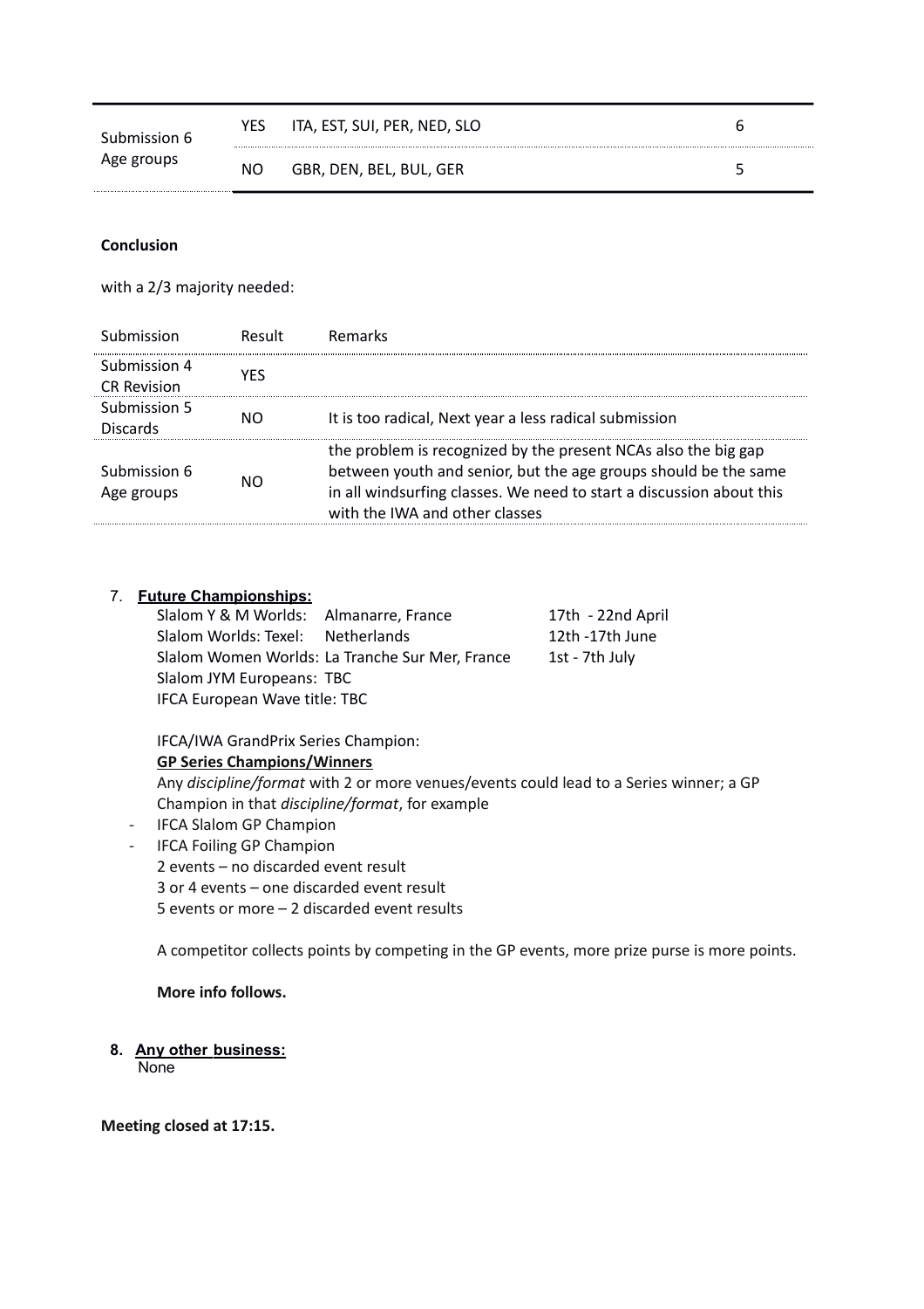| | | | |
|---|---|---|---|
| Submission 6 Age groups | YES | ITA, EST, SUI, PER, NED, SLO | 6 |
| | NO | GBR, DEN, BEL, BUL, GER | 5 |

**Conclusion**

with a 2/3 majority needed:

| Submission | Result | Remarks |
|---|---|---|
| Submission 4 CR Revision | YES | |
| Submission 5 Discards | NO | It is too radical, Next year a less radical submission |
| Submission 6 Age groups | NO | the problem is recognized by the present NCAs also the big gap between youth and senior, but the age groups should be the same in all windsurfing classes. We need to start a discussion about this with the IWA and other classes |

7. **Future Championships:**

   Slalom Y & M Worlds: Almanarre, France 17th - 22nd April
   Slalom Worlds: Texel: Netherlands 12th -17th June
   Slalom Women Worlds: La Tranche Sur Mer, France 1st - 7th July
   Slalom JYM Europeans: TBC
   IFCA European Wave title: TBC

   IFCA/IWA GrandPrix Series Champion:
   **GP Series Champions/Winners**
   Any *discipline/format* with 2 or more venues/events could lead to a Series winner; a GP Champion in that *discipline/format*, for example

   - IFCA Slalom GP Champion
   - IFCA Foiling GP Champion

   2 events – no discarded event result
   3 or 4 events – one discarded event result
   5 events or more – 2 discarded event results

   A competitor collects points by competing in the GP events, more prize purse is more points.

   **More info follows.**

8. **Any other business:**

   None

**Meeting closed at 17:15.**